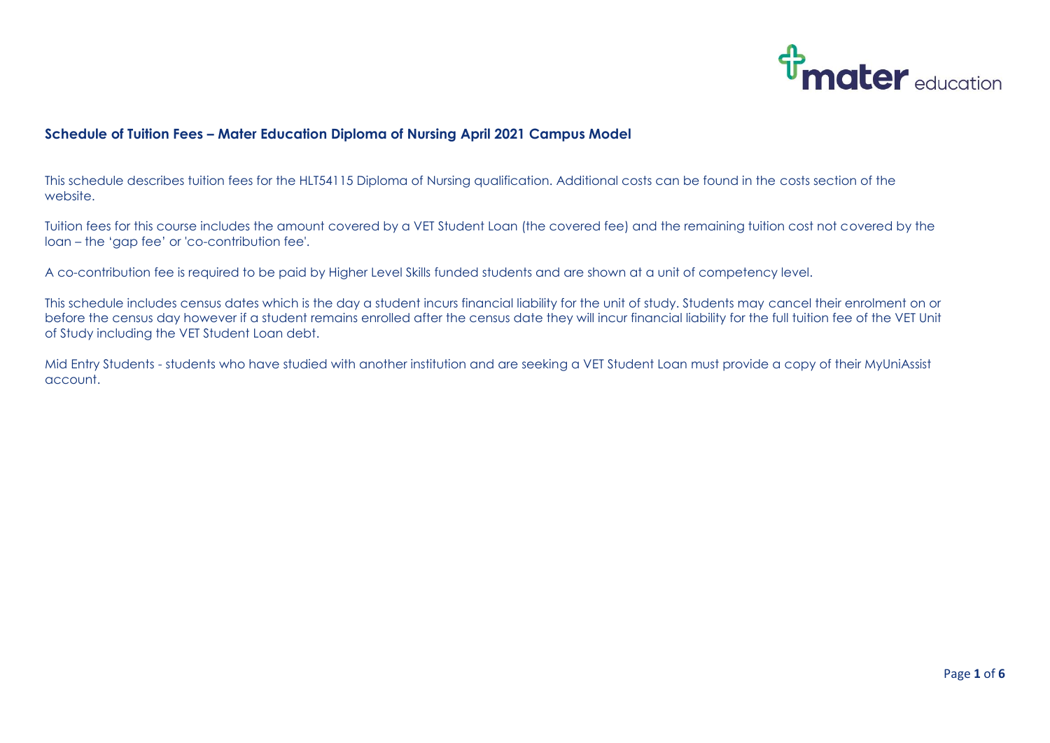## Schedule of Tuition Fees – Mater Education Diploma of Nursing April 2021 Campus Model

This schedule describes tuition fees for the HLT54115 Diploma of Nursing qualification. Additional costs can be found in the costs section of the website.

Tuition fees for this course includes the amount covered by a VET Student Loan (the covered fee) and the remaining tuition cost not covered by the loan – the 'gap fee' or 'co-contribution fee'.

A co-contribution fee is required to be paid by Higher Level Skills funded students and are shown at a unit of competency level.

This schedule includes census dates which is the day a student incurs financial liability for the unit of study. Students may cancel their enrolment on or before the census day however if a student remains enrolled after the census date they will incur financial liability for the full tuition fee of the VET Unit of Study including the VET Student Loan debt.

Mid Entry Students - students who have studied with another institution and are seeking a VET Student Loan must provide a copy of their MyUniAssist account.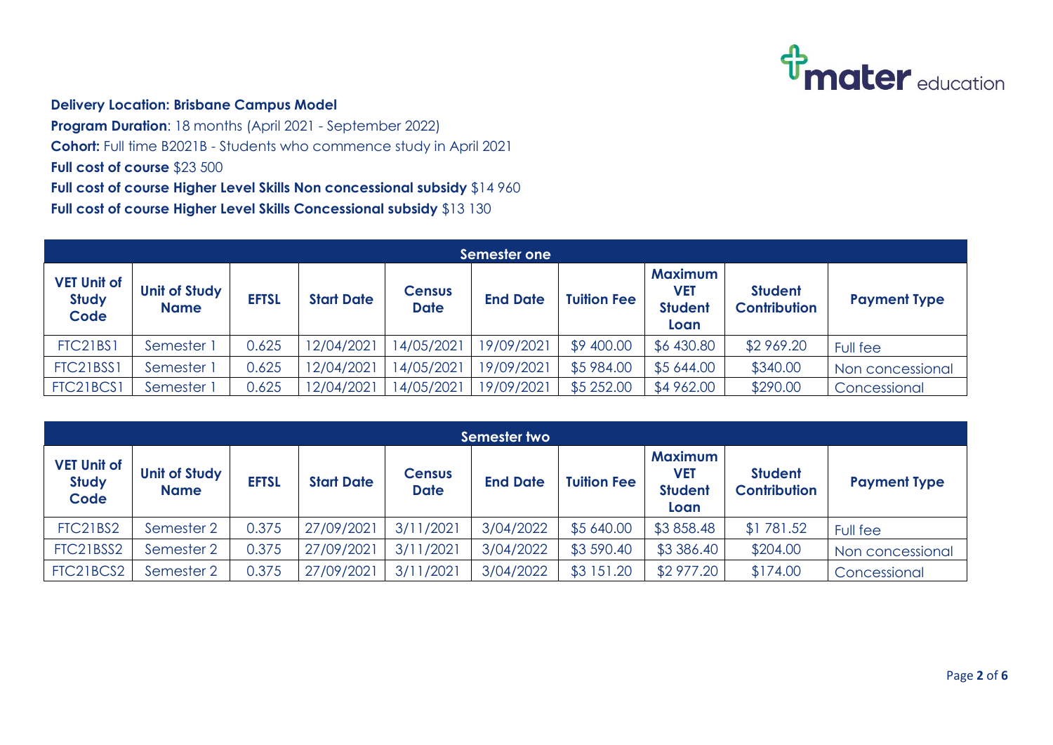**Delivery Location: Brisbane Campus Model**

**Program Duration**: 18 months (April 2021 - September 2022)

**Cohort:** Full time B2021B - Students who commence study in April 2021

**Full cost of course** $23 500

**Full cost of course Higher Level Skills Non concessional subsidy** $14 960

**Full cost of course Higher Level Skills Concessional subsidy** $13 130

| Semester one | | | | | | | | | |
|---|---|---|---|---|---|---|---|---|---|
| **VET Unit of Study Code** | **Unit of Study Name** | **EFTSL** | **Start Date** | **Census Date** | **End Date** | **Tuition Fee** | **Maximum VET Student Loan** | **Student Contribution** | **Payment Type** |
| FTC21BS1 | Semester 1 | 0.625 | 12/04/2021 | 14/05/2021 | 19/09/2021 | $9 400.00 | $6 430.80 | $2 969.20 | Full fee |
| FTC21BSS1 | Semester 1 | 0.625 | 12/04/2021 | 14/05/2021 | 19/09/2021 | $5 984.00 | $5 644.00 | $340.00 | Non concessional |
| FTC21BCS1 | Semester 1 | 0.625 | 12/04/2021 | 14/05/2021 | 19/09/2021 | $5 252.00 | $4 962.00 | $290.00 | Concessional |

| Semester two | | | | | | | | | |
|---|---|---|---|---|---|---|---|---|---|
| **VET Unit of Study Code** | **Unit of Study Name** | **EFTSL** | **Start Date** | **Census Date** | **End Date** | **Tuition Fee** | **Maximum VET Student Loan** | **Student Contribution** | **Payment Type** |
| FTC21BS2 | Semester 2 | 0.375 | 27/09/2021 | 3/11/2021 | 3/04/2022 | $5 640.00 | $3 858.48 | $1 781.52 | Full fee |
| FTC21BSS2 | Semester 2 | 0.375 | 27/09/2021 | 3/11/2021 | 3/04/2022 | $3 590.40 | $3 386.40 | $204.00 | Non concessional |
| FTC21BCS2 | Semester 2 | 0.375 | 27/09/2021 | 3/11/2021 | 3/04/2022 | $3 151.20 | $2 977.20 | $174.00 | Concessional |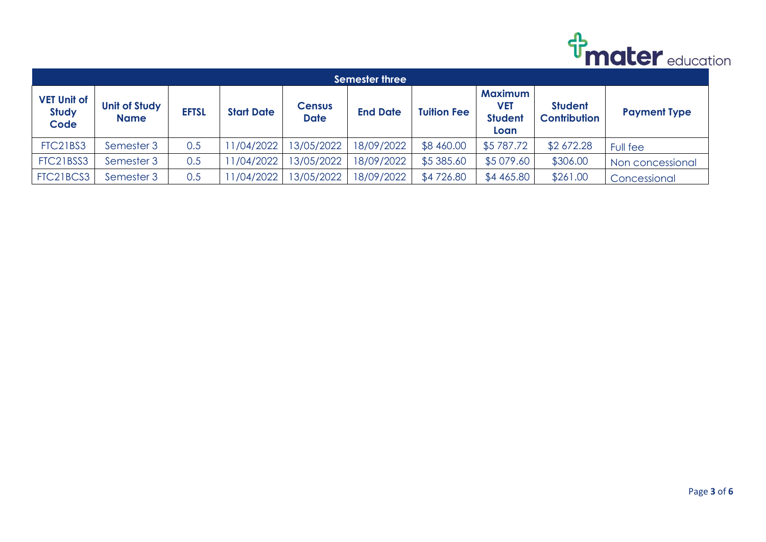| Semester three | | | | | | | | | |
|---|---|---|---|---|---|---|---|---|---|
| **VET Unit of Study Code** | **Unit of Study Name** | **EFTSL** | **Start Date** | **Census Date** | **End Date** | **Tuition Fee** | **Maximum VET Student Loan** | **Student Contribution** | **Payment Type** |
| FTC21BS3 | Semester 3 | 0.5 | 11/04/2022 | 13/05/2022 | 18/09/2022 | $8 460.00 | $5 787.72 | $2 672.28 | Full fee |
| FTC21BSS3 | Semester 3 | 0.5 | 11/04/2022 | 13/05/2022 | 18/09/2022 | $5 385.60 | $5 079.60 | $306.00 | Non concessional |
| FTC21BCS3 | Semester 3 | 0.5 | 11/04/2022 | 13/05/2022 | 18/09/2022 | $4 726.80 | $4 465.80 | $261.00 | Concessional |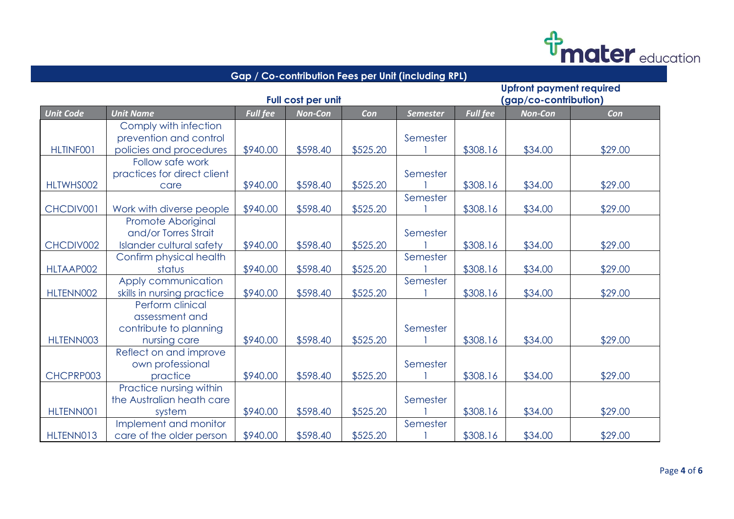## Gap / Co-contribution Fees per Unit (including RPL)

| Unit Code | Unit Name | Full cost per unit | | | Semester | Upfront payment required (gap/co-contribution) | | |
|---|---|---|---|---|---|---|---|---|
| | | *Full fee* | *Non-Con* | *Con* | | *Full fee* | *Non-Con* | *Con* |
| HLTINF001 | Comply with infection prevention and control policies and procedures | $940.00 | $598.40 | $525.20 | Semester 1 | $308.16 | $34.00 | $29.00 |
| HLTWHS002 | Follow safe work practices for direct client care | $940.00 | $598.40 | $525.20 | Semester 1 | $308.16 | $34.00 | $29.00 |
| CHCDIV001 | Work with diverse people | $940.00 | $598.40 | $525.20 | Semester 1 | $308.16 | $34.00 | $29.00 |
| CHCDIV002 | Promote Aboriginal and/or Torres Strait Islander cultural safety | $940.00 | $598.40 | $525.20 | Semester 1 | $308.16 | $34.00 | $29.00 |
| HLTAAP002 | Confirm physical health status | $940.00 | $598.40 | $525.20 | Semester 1 | $308.16 | $34.00 | $29.00 |
| HLTENN002 | Apply communication skills in nursing practice | $940.00 | $598.40 | $525.20 | Semester 1 | $308.16 | $34.00 | $29.00 |
| HLTENN003 | Perform clinical assessment and contribute to planning nursing care | $940.00 | $598.40 | $525.20 | Semester 1 | $308.16 | $34.00 | $29.00 |
| CHCPRP003 | Reflect on and improve own professional practice | $940.00 | $598.40 | $525.20 | Semester 1 | $308.16 | $34.00 | $29.00 |
| HLTENN001 | Practice nursing within the Australian heath care system | $940.00 | $598.40 | $525.20 | Semester 1 | $308.16 | $34.00 | $29.00 |
| HLTENN013 | Implement and monitor care of the older person | $940.00 | $598.40 | $525.20 | Semester 1 | $308.16 | $34.00 | $29.00 |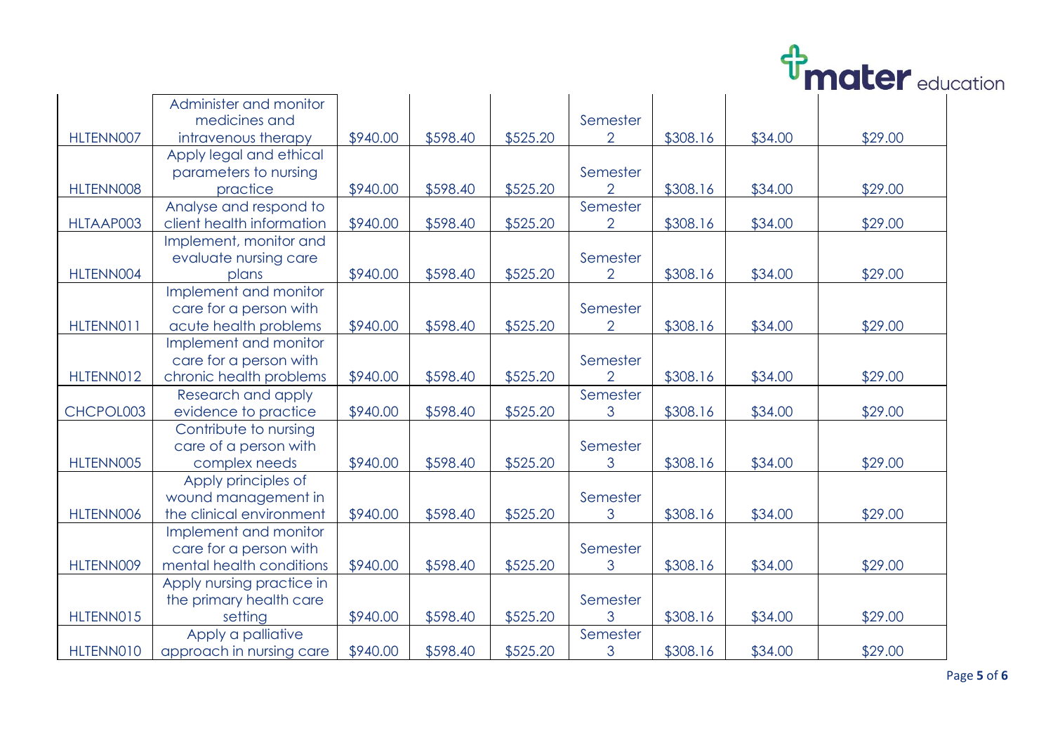| | | | | | | | | |
|---|---|---|---|---|---|---|---|---|
| HLTENN007 | Administer and monitor medicines and intravenous therapy | $940.00 | $598.40 | $525.20 | Semester 2 | $308.16 | $34.00 | $29.00 |
| HLTENN008 | Apply legal and ethical parameters to nursing practice | $940.00 | $598.40 | $525.20 | Semester 2 | $308.16 | $34.00 | $29.00 |
| HLTAAP003 | Analyse and respond to client health information | $940.00 | $598.40 | $525.20 | Semester 2 | $308.16 | $34.00 | $29.00 |
| HLTENN004 | Implement, monitor and evaluate nursing care plans | $940.00 | $598.40 | $525.20 | Semester 2 | $308.16 | $34.00 | $29.00 |
| HLTENN011 | Implement and monitor care for a person with acute health problems | $940.00 | $598.40 | $525.20 | Semester 2 | $308.16 | $34.00 | $29.00 |
| HLTENN012 | Implement and monitor care for a person with chronic health problems | $940.00 | $598.40 | $525.20 | Semester 2 | $308.16 | $34.00 | $29.00 |
| CHCPOL003 | Research and apply evidence to practice | $940.00 | $598.40 | $525.20 | Semester 3 | $308.16 | $34.00 | $29.00 |
| HLTENN005 | Contribute to nursing care of a person with complex needs | $940.00 | $598.40 | $525.20 | Semester 3 | $308.16 | $34.00 | $29.00 |
| HLTENN006 | Apply principles of wound management in the clinical environment | $940.00 | $598.40 | $525.20 | Semester 3 | $308.16 | $34.00 | $29.00 |
| HLTENN009 | Implement and monitor care for a person with mental health conditions | $940.00 | $598.40 | $525.20 | Semester 3 | $308.16 | $34.00 | $29.00 |
| HLTENN015 | Apply nursing practice in the primary health care setting | $940.00 | $598.40 | $525.20 | Semester 3 | $308.16 | $34.00 | $29.00 |
| HLTENN010 | Apply a palliative approach in nursing care | $940.00 | $598.40 | $525.20 | Semester 3 | $308.16 | $34.00 | $29.00 |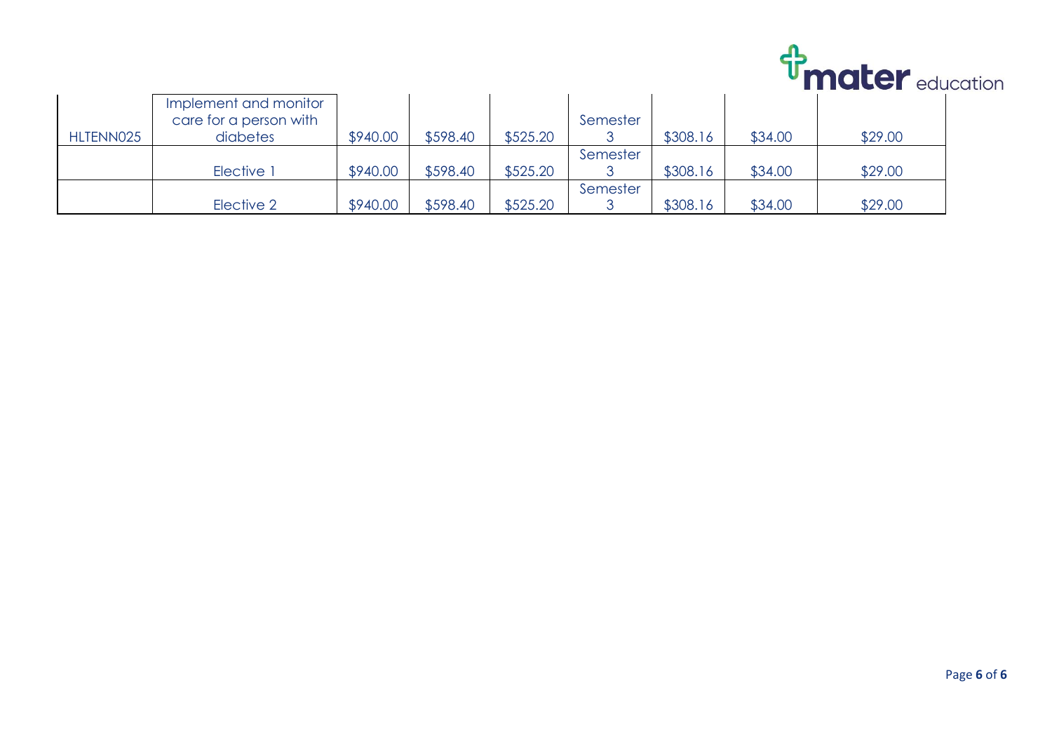| | | | | | | | | |
|---|---|---|---|---|---|---|---|---|
| HLTENN025 | Implement and monitor care for a person with diabetes | $940.00 | $598.40 | $525.20 | Semester 3 | $308.16 | $34.00 | $29.00 |
| | Elective 1 | $940.00 | $598.40 | $525.20 | Semester 3 | $308.16 | $34.00 | $29.00 |
| | Elective 2 | $940.00 | $598.40 | $525.20 | Semester 3 | $308.16 | $34.00 | $29.00 |